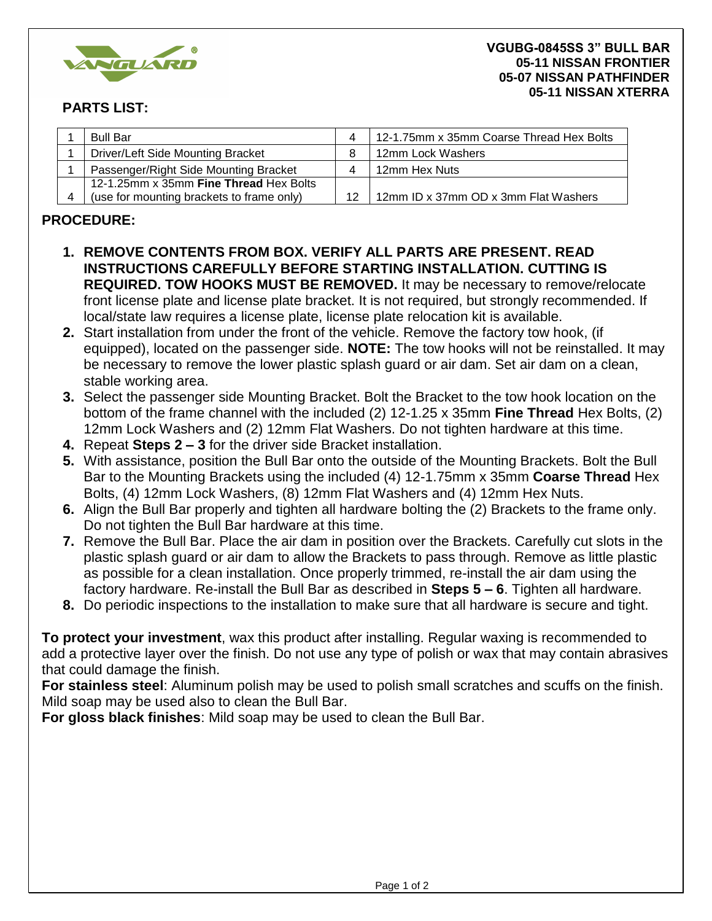**VGUBG-0845SS 3" BULL BAR**
**05-11 NISSAN FRONTIER**
**05-07 NISSAN PATHFINDER**
**05-11 NISSAN XTERRA**

## PARTS LIST:

| | | | |
|---|---|---|---|
| 1 | Bull Bar | 4 | 12-1.75mm x 35mm Coarse Thread Hex Bolts |
| 1 | Driver/Left Side Mounting Bracket | 8 | 12mm Lock Washers |
| 1 | Passenger/Right Side Mounting Bracket | 4 | 12mm Hex Nuts |
| 4 | 12-1.25mm x 35mm **Fine Thread** Hex Bolts (use for mounting brackets to frame only) | 12 | 12mm ID x 37mm OD x 3mm Flat Washers |

## PROCEDURE:

1. **REMOVE CONTENTS FROM BOX. VERIFY ALL PARTS ARE PRESENT. READ INSTRUCTIONS CAREFULLY BEFORE STARTING INSTALLATION. CUTTING IS REQUIRED. TOW HOOKS MUST BE REMOVED.** It may be necessary to remove/relocate front license plate and license plate bracket. It is not required, but strongly recommended. If local/state law requires a license plate, license plate relocation kit is available.
2. Start installation from under the front of the vehicle. Remove the factory tow hook, (if equipped), located on the passenger side. **NOTE:** The tow hooks will not be reinstalled. It may be necessary to remove the lower plastic splash guard or air dam. Set air dam on a clean, stable working area.
3. Select the passenger side Mounting Bracket. Bolt the Bracket to the tow hook location on the bottom of the frame channel with the included (2) 12-1.25 x 35mm **Fine Thread** Hex Bolts, (2) 12mm Lock Washers and (2) 12mm Flat Washers. Do not tighten hardware at this time.
4. Repeat **Steps 2 – 3** for the driver side Bracket installation.
5. With assistance, position the Bull Bar onto the outside of the Mounting Brackets. Bolt the Bull Bar to the Mounting Brackets using the included (4) 12-1.75mm x 35mm **Coarse Thread** Hex Bolts, (4) 12mm Lock Washers, (8) 12mm Flat Washers and (4) 12mm Hex Nuts.
6. Align the Bull Bar properly and tighten all hardware bolting the (2) Brackets to the frame only. Do not tighten the Bull Bar hardware at this time.
7. Remove the Bull Bar. Place the air dam in position over the Brackets. Carefully cut slots in the plastic splash guard or air dam to allow the Brackets to pass through. Remove as little plastic as possible for a clean installation. Once properly trimmed, re-install the air dam using the factory hardware. Re-install the Bull Bar as described in **Steps 5 – 6**. Tighten all hardware.
8. Do periodic inspections to the installation to make sure that all hardware is secure and tight.

**To protect your investment**, wax this product after installing. Regular waxing is recommended to add a protective layer over the finish. Do not use any type of polish or wax that may contain abrasives that could damage the finish.

**For stainless steel**: Aluminum polish may be used to polish small scratches and scuffs on the finish. Mild soap may be used also to clean the Bull Bar.

**For gloss black finishes**: Mild soap may be used to clean the Bull Bar.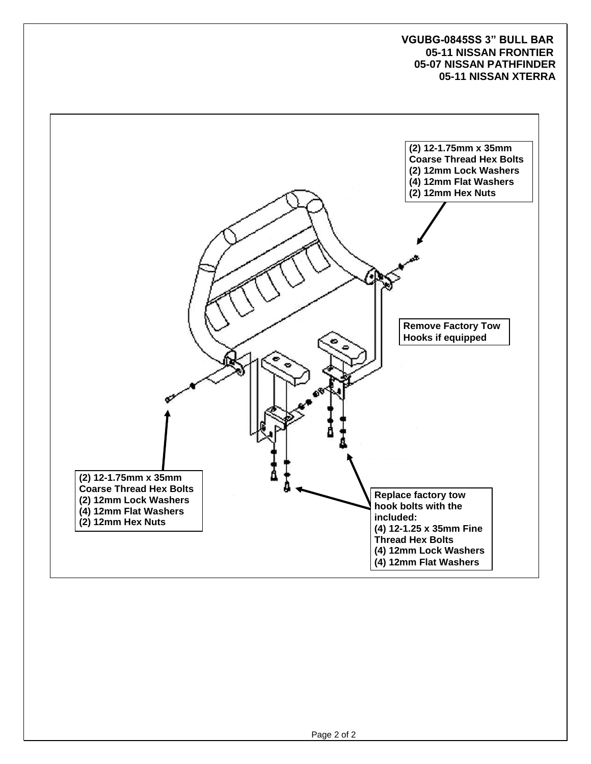**VGUBG-0845SS 3" BULL BAR**
**05-11 NISSAN FRONTIER**
**05-07 NISSAN PATHFINDER**
**05-11 NISSAN XTERRA**

**(2) 12-1.75mm x 35mm Coarse Thread Hex Bolts**
**(2) 12mm Lock Washers**
**(4) 12mm Flat Washers**
**(2) 12mm Hex Nuts**

**Remove Factory Tow Hooks if equipped**

**(2) 12-1.75mm x 35mm Coarse Thread Hex Bolts**
**(2) 12mm Lock Washers**
**(4) 12mm Flat Washers**
**(2) 12mm Hex Nuts**

**Replace factory tow hook bolts with the included:**
**(4) 12-1.25 x 35mm Fine Thread Hex Bolts**
**(4) 12mm Lock Washers**
**(4) 12mm Flat Washers**